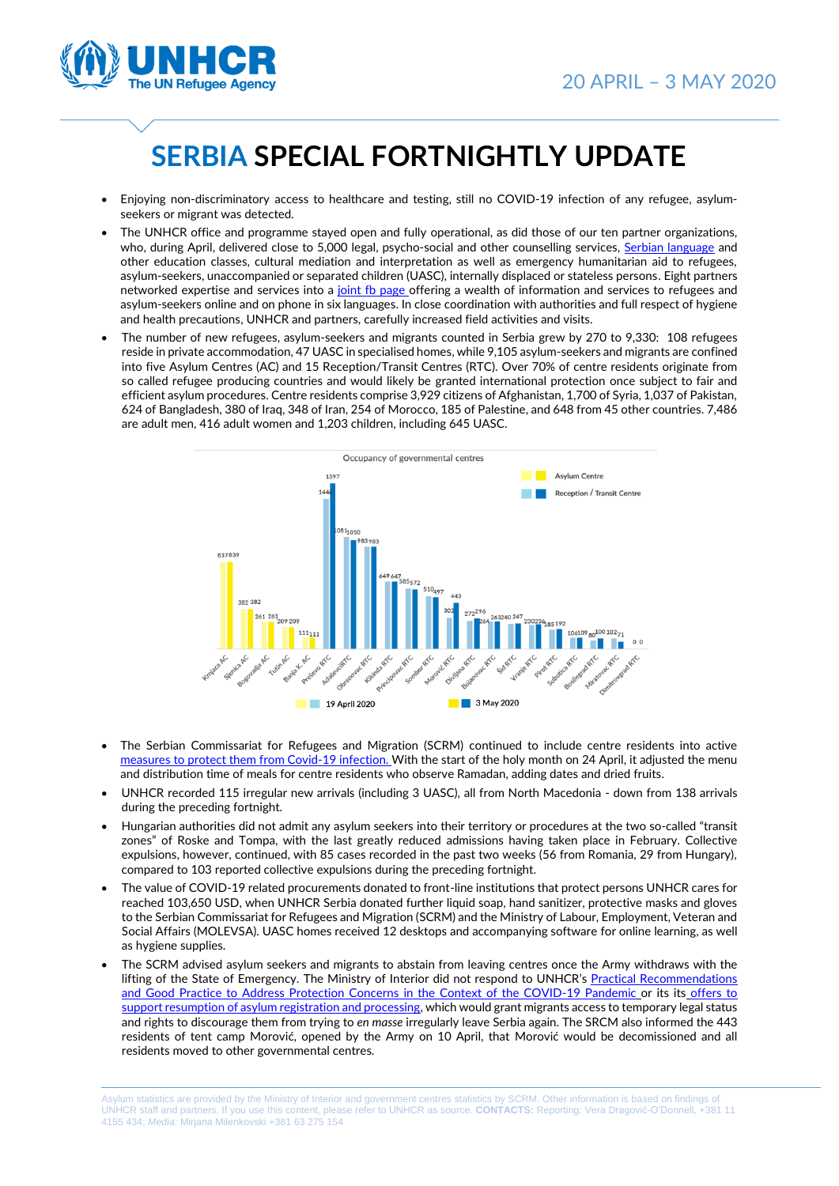# SERBIA SPECIAL FORTNIGHTLY UPDATE

20 APRIL – 3 MAY 2020

- Enjoying non-discriminatory access to healthcare and testing, still no COVID-19 infection of any refugee, asylum-seekers or migrant was detected.
- The UNHCR office and programme stayed open and fully operational, as did those of our ten partner organizations, who, during April, delivered close to 5,000 legal, psycho-social and other counselling services, Serbian language and other education classes, cultural mediation and interpretation as well as emergency humanitarian aid to refugees, asylum-seekers, unaccompanied or separated children (UASC), internally displaced or stateless persons. Eight partners networked expertise and services into a joint fb page offering a wealth of information and services to refugees and asylum-seekers online and on phone in six languages. In close coordination with authorities and full respect of hygiene and health precautions, UNHCR and partners, carefully increased field activities and visits.
- The number of new refugees, asylum-seekers and migrants counted in Serbia grew by 270 to 9,330: 108 refugees reside in private accommodation, 47 UASC in specialised homes, while 9,105 asylum-seekers and migrants are confined into five Asylum Centres (AC) and 15 Reception/Transit Centres (RTC). Over 70% of centre residents originate from so called refugee producing countries and would likely be granted international protection once subject to fair and efficient asylum procedures. Centre residents comprise 3,929 citizens of Afghanistan, 1,700 of Syria, 1,037 of Pakistan, 624 of Bangladesh, 380 of Iraq, 348 of Iran, 254 of Morocco, 185 of Palestine, and 648 from 45 other countries. 7,486 are adult men, 416 adult women and 1,203 children, including 645 UASC.

Occupancy of governmental centres

| Centre | 19 April 2020 | 3 May 2020 |
|---|---|---|
| Krnjaca AC | 837 | 839 |
| Sjenica AC | 382 | 382 |
| Bogovadja AC | 261 | 261 |
| Tutin AC | 209 | 209 |
| Banja K. AC | 111 | 111 |
| Presevo RTC | 1444 | 1597 |
| AdasevciRTC | 1081 | 1050 |
| Obrenovac RTC | 983 | 983 |
| Kikinda RTC | 649 | 647 |
| Principovac RTC | 585 | 572 |
| Sombor RTC | 510 | 497 |
| Morović RTC | 302 | 443 |
| Divljana RTC | 272 | 296 |
| Bujanovac RTC | 264 | 263 |
| Šid RTC | 240 | 247 |
| Vranje RTC | 230 | 236 |
| Pirot RTC | 185 | 192 |
| Subotica RTC | 106 | 109 |
| Bosilegrad RTC | 80 | 100 |
| Miratovac RTC | 102 | 71 |
| Dimitrovgrad RTC | 0 | 0 |

- The Serbian Commissariat for Refugees and Migration (SCRM) continued to include centre residents into active measures to protect them from Covid-19 infection. With the start of the holy month on 24 April, it adjusted the menu and distribution time of meals for centre residents who observe Ramadan, adding dates and dried fruits.
- UNHCR recorded 115 irregular new arrivals (including 3 UASC), all from North Macedonia - down from 138 arrivals during the preceding fortnight.
- Hungarian authorities did not admit any asylum seekers into their territory or procedures at the two so-called "transit zones" of Roske and Tompa, with the last greatly reduced admissions having taken place in February. Collective expulsions, however, continued, with 85 cases recorded in the past two weeks (56 from Romania, 29 from Hungary), compared to 103 reported collective expulsions during the preceding fortnight.
- The value of COVID-19 related procurements donated to front-line institutions that protect persons UNHCR cares for reached 103,650 USD, when UNHCR Serbia donated further liquid soap, hand sanitizer, protective masks and gloves to the Serbian Commissariat for Refugees and Migration (SCRM) and the Ministry of Labour, Employment, Veteran and Social Affairs (MOLEVSA). UASC homes received 12 desktops and accompanying software for online learning, as well as hygiene supplies.
- The SCRM advised asylum seekers and migrants to abstain from leaving centres once the Army withdraws with the lifting of the State of Emergency. The Ministry of Interior did not respond to UNHCR's Practical Recommendations and Good Practice to Address Protection Concerns in the Context of the COVID-19 Pandemic or its its offers to support resumption of asylum registration and processing, which would grant migrants access to temporary legal status and rights to discourage them from trying to *en masse* irregularly leave Serbia again. The SRCM also informed the 443 residents of tent camp Morović, opened by the Army on 10 April, that Morović would be decommissioned and all residents moved to other governmental centres.

Asylum statistics are provided by the Ministry of Interior and government centres statistics by SCRM. Other information is based on findings of UNHCR staff and partners. If you use this content, please refer to UNHCR as source. **CONTACTS:** Reporting: Vera Dragović-O'Donnell, +381 11 4155 434; *Media:* Mirjana Milenkovski +381 63 275 154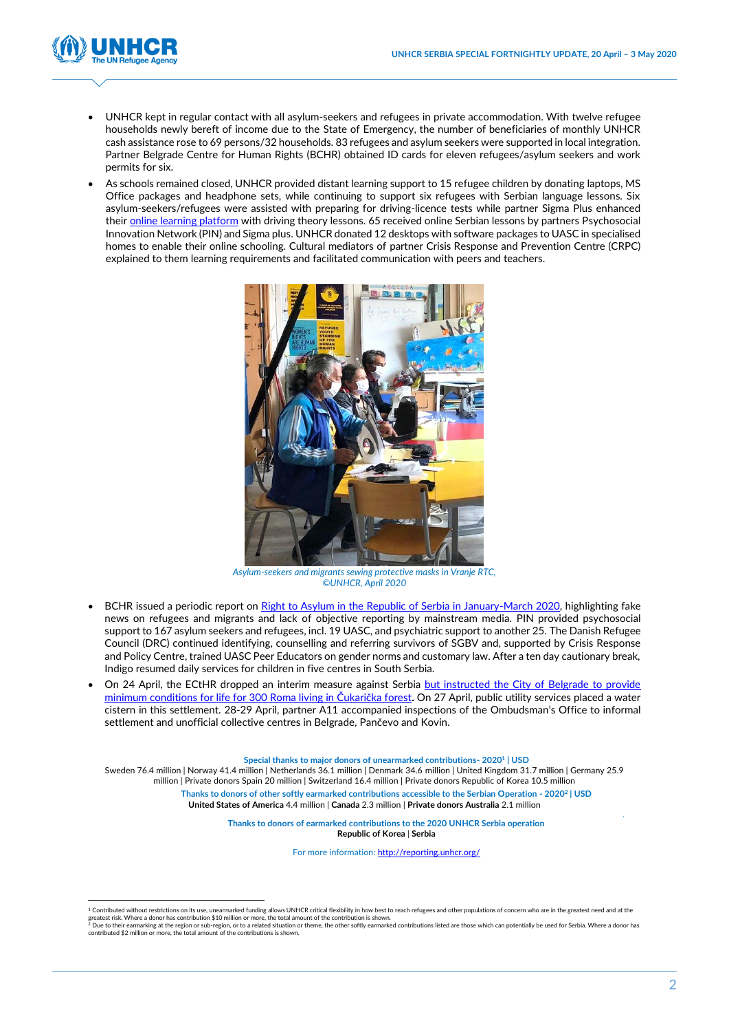- UNHCR kept in regular contact with all asylum-seekers and refugees in private accommodation. With twelve refugee households newly bereft of income due to the State of Emergency, the number of beneficiaries of monthly UNHCR cash assistance rose to 69 persons/32 households. 83 refugees and asylum seekers were supported in local integration. Partner Belgrade Centre for Human Rights (BCHR) obtained ID cards for eleven refugees/asylum seekers and work permits for six.
- As schools remained closed, UNHCR provided distant learning support to 15 refugee children by donating laptops, MS Office packages and headphone sets, while continuing to support six refugees with Serbian language lessons. Six asylum-seekers/refugees were assisted with preparing for driving-licence tests while partner Sigma Plus enhanced their online learning platform with driving theory lessons. 65 received online Serbian lessons by partners Psychosocial Innovation Network (PIN) and Sigma plus. UNHCR donated 12 desktops with software packages to UASC in specialised homes to enable their online schooling. Cultural mediators of partner Crisis Response and Prevention Centre (CRPC) explained to them learning requirements and facilitated communication with peers and teachers.

*Asylum-seekers and migrants sewing protective masks in Vranje RTC, ©UNHCR, April 2020*

- BCHR issued a periodic report on Right to Asylum in the Republic of Serbia in January-March 2020, highlighting fake news on refugees and migrants and lack of objective reporting by mainstream media. PIN provided psychosocial support to 167 asylum seekers and refugees, incl. 19 UASC, and psychiatric support to another 25. The Danish Refugee Council (DRC) continued identifying, counselling and referring survivors of SGBV and, supported by Crisis Response and Policy Centre, trained UASC Peer Educators on gender norms and customary law. After a ten day cautionary break, Indigo resumed daily services for children in five centres in South Serbia.
- On 24 April, the ECtHR dropped an interim measure against Serbia but instructed the City of Belgrade to provide minimum conditions for life for 300 Roma living in Čukarička forest**.** On 27 April, public utility services placed a water cistern in this settlement. 28-29 April, partner A11 accompanied inspections of the Ombudsman's Office to informal settlement and unofficial collective centres in Belgrade, Pančevo and Kovin.

**Special thanks to major donors of unearmarked contributions- 2020[1] | USD**

Sweden 76.4 million | Norway 41.4 million | Netherlands 36.1 million | Denmark 34.6 million | United Kingdom 31.7 million | Germany 25.9 million | Private donors Spain 20 million | Switzerland 16.4 million | Private donors Republic of Korea 10.5 million

**Thanks to donors of other softly earmarked contributions accessible to the Serbian Operation - 2020[2] | USD**

**United States of America** 4.4 million | **Canada** 2.3 million | **Private donors Australia** 2.1 million

**Thanks to donors of earmarked contributions to the 2020 UNHCR Serbia operation**

**Republic of Korea** | **Serbia**

For more information: http://reporting.unhcr.org/

[1] Contributed without restrictions on its use, unearmarked funding allows UNHCR critical flexibility in how best to reach refugees and other populations of concern who are in the greatest need and at the greatest risk. Where a donor has contribution $10 million or more, the total amount of the contribution is shown.

[2] Due to their earmarking at the region or sub-region, or to a related situation or theme, the other softly earmarked contributions listed are those which can potentially be used for Serbia. Where a donor has contributed $2 million or more, the total amount of the contributions is shown.